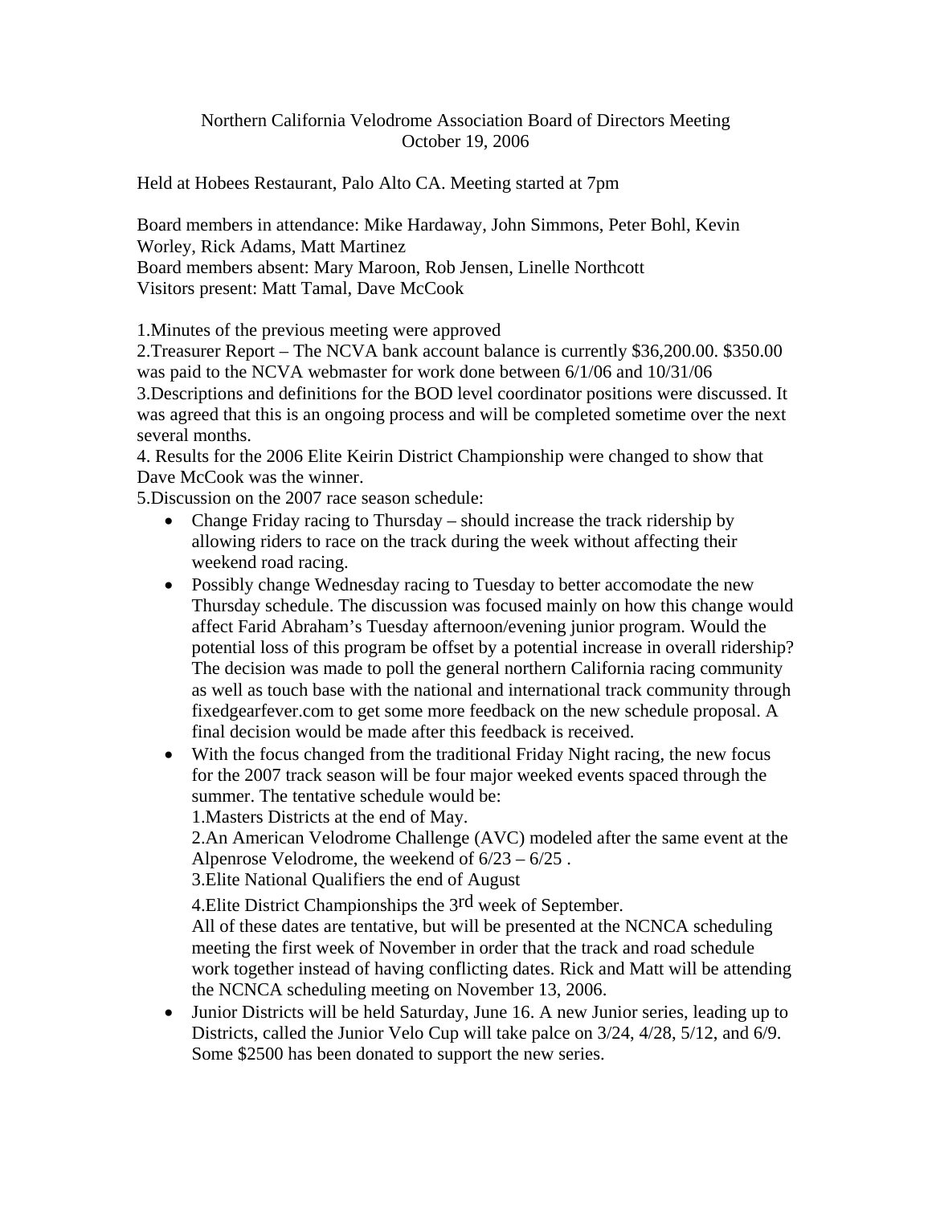Northern California Velodrome Association Board of Directors Meeting
October 19, 2006

Held at Hobees Restaurant, Palo Alto CA. Meeting started at 7pm

Board members in attendance: Mike Hardaway, John Simmons, Peter Bohl, Kevin Worley, Rick Adams, Matt Martinez
Board members absent: Mary Maroon, Rob Jensen, Linelle Northcott
Visitors present: Matt Tamal, Dave McCook

1.Minutes of the previous meeting were approved
2.Treasurer Report – The NCVA bank account balance is currently $36,200.00. $350.00 was paid to the NCVA webmaster for work done between 6/1/06 and 10/31/06
3.Descriptions and definitions for the BOD level coordinator positions were discussed. It was agreed that this is an ongoing process and will be completed sometime over the next several months.
4. Results for the 2006 Elite Keirin District Championship were changed to show that Dave McCook was the winner.
5.Discussion on the 2007 race season schedule:

- Change Friday racing to Thursday – should increase the track ridership by allowing riders to race on the track during the week without affecting their weekend road racing.
- Possibly change Wednesday racing to Tuesday to better accomodate the new Thursday schedule. The discussion was focused mainly on how this change would affect Farid Abraham's Tuesday afternoon/evening junior program. Would the potential loss of this program be offset by a potential increase in overall ridership? The decision was made to poll the general northern California racing community as well as touch base with the national and international track community through fixedgearfever.com to get some more feedback on the new schedule proposal. A final decision would be made after this feedback is received.
- With the focus changed from the traditional Friday Night racing, the new focus for the 2007 track season will be four major weeked events spaced through the summer. The tentative schedule would be:
  1.Masters Districts at the end of May.
  2.An American Velodrome Challenge (AVC) modeled after the same event at the Alpenrose Velodrome, the weekend of 6/23 – 6/25 .
  3.Elite National Qualifiers the end of August
  4.Elite District Championships the 3rd week of September.
  All of these dates are tentative, but will be presented at the NCNCA scheduling meeting the first week of November in order that the track and road schedule work together instead of having conflicting dates. Rick and Matt will be attending the NCNCA scheduling meeting on November 13, 2006.
- Junior Districts will be held Saturday, June 16. A new Junior series, leading up to Districts, called the Junior Velo Cup will take palce on 3/24, 4/28, 5/12, and 6/9. Some $2500 has been donated to support the new series.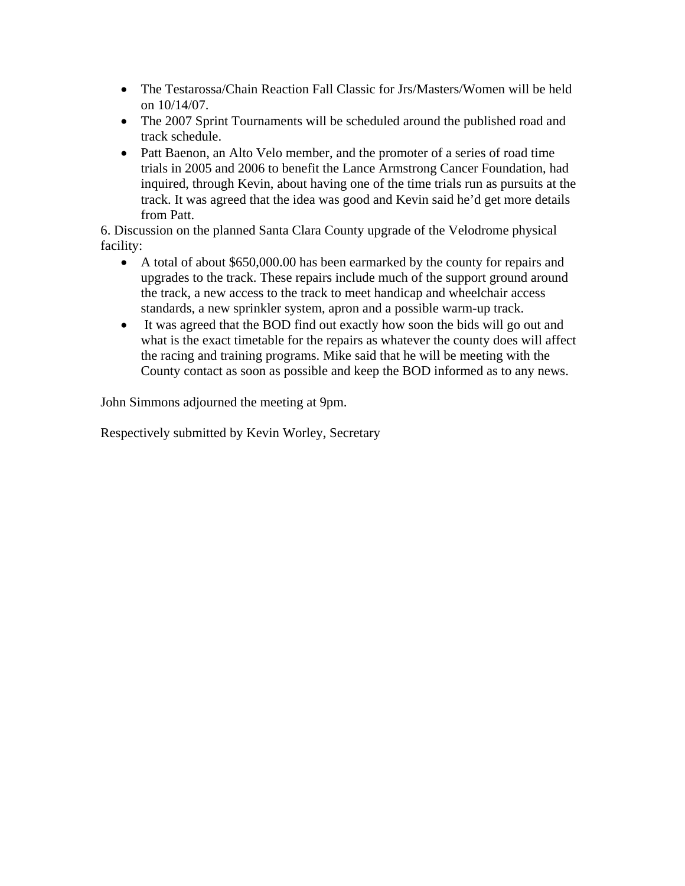- The Testarossa/Chain Reaction Fall Classic for Jrs/Masters/Women will be held on 10/14/07.
- The 2007 Sprint Tournaments will be scheduled around the published road and track schedule.
- Patt Baenon, an Alto Velo member, and the promoter of a series of road time trials in 2005 and 2006 to benefit the Lance Armstrong Cancer Foundation, had inquired, through Kevin, about having one of the time trials run as pursuits at the track. It was agreed that the idea was good and Kevin said he'd get more details from Patt.

6. Discussion on the planned Santa Clara County upgrade of the Velodrome physical facility:

- A total of about $650,000.00 has been earmarked by the county for repairs and upgrades to the track. These repairs include much of the support ground around the track, a new access to the track to meet handicap and wheelchair access standards, a new sprinkler system, apron and a possible warm-up track.
- It was agreed that the BOD find out exactly how soon the bids will go out and what is the exact timetable for the repairs as whatever the county does will affect the racing and training programs. Mike said that he will be meeting with the County contact as soon as possible and keep the BOD informed as to any news.

John Simmons adjourned the meeting at 9pm.

Respectively submitted by Kevin Worley, Secretary